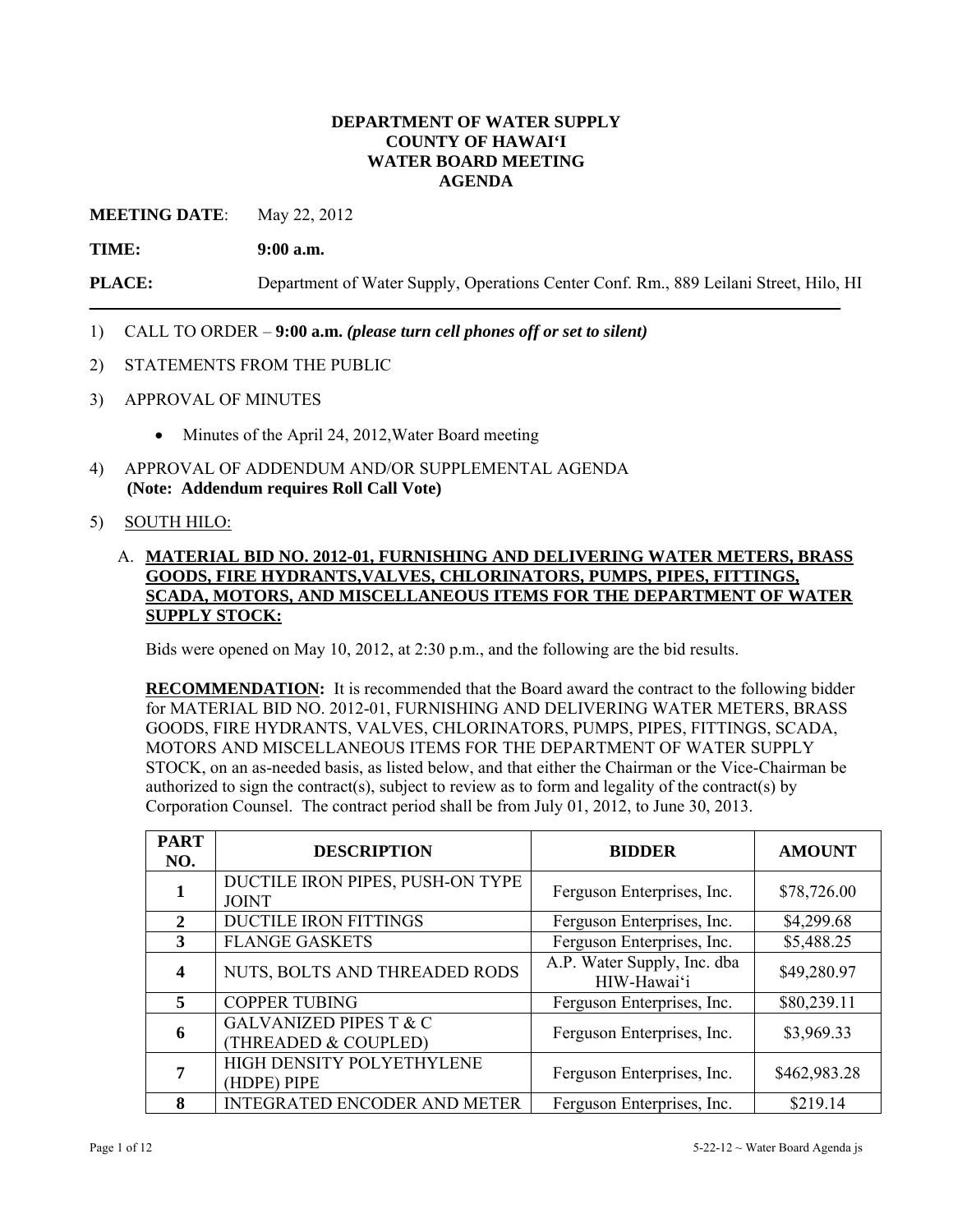**DEPARTMENT OF WATER SUPPLY**
**COUNTY OF HAWAIʻI**
**WATER BOARD MEETING**
**AGENDA**

**MEETING DATE**: May 22, 2012

**TIME:** **9:00 a.m.**

**PLACE:** Department of Water Supply, Operations Center Conf. Rm., 889 Leilani Street, Hilo, HI

---

1) CALL TO ORDER – **9:00 a.m.** ***(please turn cell phones off or set to silent)***

2) STATEMENTS FROM THE PUBLIC

3) APPROVAL OF MINUTES

   - Minutes of the April 24, 2012,Water Board meeting

4) APPROVAL OF ADDENDUM AND/OR SUPPLEMENTAL AGENDA
   **(Note: Addendum requires Roll Call Vote)**

5) SOUTH HILO:

   A. **MATERIAL BID NO. 2012-01, FURNISHING AND DELIVERING WATER METERS, BRASS GOODS, FIRE HYDRANTS,VALVES, CHLORINATORS, PUMPS, PIPES, FITTINGS, SCADA, MOTORS, AND MISCELLANEOUS ITEMS FOR THE DEPARTMENT OF WATER SUPPLY STOCK:**

   Bids were opened on May 10, 2012, at 2:30 p.m., and the following are the bid results.

   **RECOMMENDATION:** It is recommended that the Board award the contract to the following bidder for MATERIAL BID NO. 2012-01, FURNISHING AND DELIVERING WATER METERS, BRASS GOODS, FIRE HYDRANTS, VALVES, CHLORINATORS, PUMPS, PIPES, FITTINGS, SCADA, MOTORS AND MISCELLANEOUS ITEMS FOR THE DEPARTMENT OF WATER SUPPLY STOCK, on an as-needed basis, as listed below, and that either the Chairman or the Vice-Chairman be authorized to sign the contract(s), subject to review as to form and legality of the contract(s) by Corporation Counsel. The contract period shall be from July 01, 2012, to June 30, 2013.

| PART NO. | DESCRIPTION | BIDDER | AMOUNT |
|---|---|---|---|
| 1 | DUCTILE IRON PIPES, PUSH-ON TYPE JOINT | Ferguson Enterprises, Inc. | $78,726.00 |
| 2 | DUCTILE IRON FITTINGS | Ferguson Enterprises, Inc. | $4,299.68 |
| 3 | FLANGE GASKETS | Ferguson Enterprises, Inc. | $5,488.25 |
| 4 | NUTS, BOLTS AND THREADED RODS | A.P. Water Supply, Inc. dba HIW-Hawaiʻi | $49,280.97 |
| 5 | COPPER TUBING | Ferguson Enterprises, Inc. | $80,239.11 |
| 6 | GALVANIZED PIPES T & C (THREADED & COUPLED) | Ferguson Enterprises, Inc. | $3,969.33 |
| 7 | HIGH DENSITY POLYETHYLENE (HDPE) PIPE | Ferguson Enterprises, Inc. | $462,983.28 |
| 8 | INTEGRATED ENCODER AND METER | Ferguson Enterprises, Inc. | $219.14 |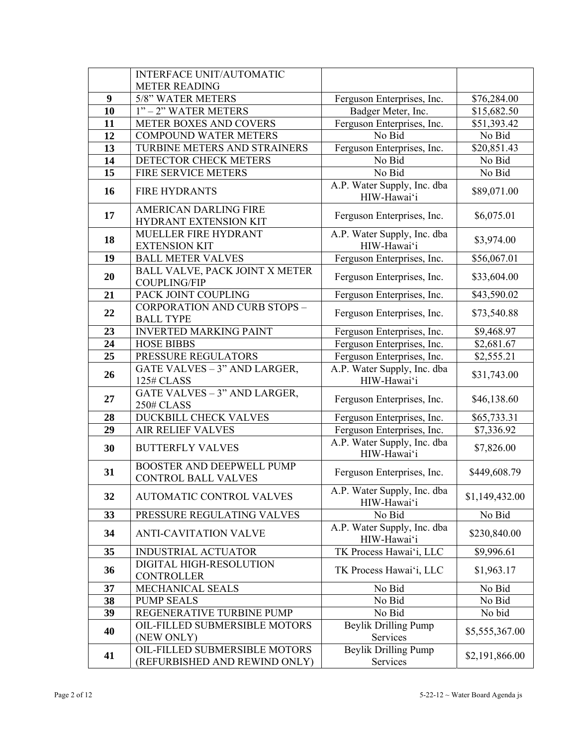| | INTERFACE UNIT/AUTOMATIC METER READING | | |
|---|---|---|---|
| **9** | 5/8" WATER METERS | Ferguson Enterprises, Inc. | $76,284.00 |
| **10** | 1" – 2" WATER METERS | Badger Meter, Inc. | $15,682.50 |
| **11** | METER BOXES AND COVERS | Ferguson Enterprises, Inc. | $51,393.42 |
| **12** | COMPOUND WATER METERS | No Bid | No Bid |
| **13** | TURBINE METERS AND STRAINERS | Ferguson Enterprises, Inc. | $20,851.43 |
| **14** | DETECTOR CHECK METERS | No Bid | No Bid |
| **15** | FIRE SERVICE METERS | No Bid | No Bid |
| **16** | FIRE HYDRANTS | A.P. Water Supply, Inc. dba HIW-Hawai'i | $89,071.00 |
| **17** | AMERICAN DARLING FIRE HYDRANT EXTENSION KIT | Ferguson Enterprises, Inc. | $6,075.01 |
| **18** | MUELLER FIRE HYDRANT EXTENSION KIT | A.P. Water Supply, Inc. dba HIW-Hawai'i | $3,974.00 |
| **19** | BALL METER VALVES | Ferguson Enterprises, Inc. | $56,067.01 |
| **20** | BALL VALVE, PACK JOINT X METER COUPLING/FIP | Ferguson Enterprises, Inc. | $33,604.00 |
| **21** | PACK JOINT COUPLING | Ferguson Enterprises, Inc. | $43,590.02 |
| **22** | CORPORATION AND CURB STOPS – BALL TYPE | Ferguson Enterprises, Inc. | $73,540.88 |
| **23** | INVERTED MARKING PAINT | Ferguson Enterprises, Inc. | $9,468.97 |
| **24** | HOSE BIBBS | Ferguson Enterprises, Inc. | $2,681.67 |
| **25** | PRESSURE REGULATORS | Ferguson Enterprises, Inc. | $2,555.21 |
| **26** | GATE VALVES – 3" AND LARGER, 125# CLASS | A.P. Water Supply, Inc. dba HIW-Hawai'i | $31,743.00 |
| **27** | GATE VALVES – 3" AND LARGER, 250# CLASS | Ferguson Enterprises, Inc. | $46,138.60 |
| **28** | DUCKBILL CHECK VALVES | Ferguson Enterprises, Inc. | $65,733.31 |
| **29** | AIR RELIEF VALVES | Ferguson Enterprises, Inc. | $7,336.92 |
| **30** | BUTTERFLY VALVES | A.P. Water Supply, Inc. dba HIW-Hawai'i | $7,826.00 |
| **31** | BOOSTER AND DEEPWELL PUMP CONTROL BALL VALVES | Ferguson Enterprises, Inc. | $449,608.79 |
| **32** | AUTOMATIC CONTROL VALVES | A.P. Water Supply, Inc. dba HIW-Hawai'i | $1,149,432.00 |
| **33** | PRESSURE REGULATING VALVES | No Bid | No Bid |
| **34** | ANTI-CAVITATION VALVE | A.P. Water Supply, Inc. dba HIW-Hawai'i | $230,840.00 |
| **35** | INDUSTRIAL ACTUATOR | TK Process Hawai'i, LLC | $9,996.61 |
| **36** | DIGITAL HIGH-RESOLUTION CONTROLLER | TK Process Hawai'i, LLC | $1,963.17 |
| **37** | MECHANICAL SEALS | No Bid | No Bid |
| **38** | PUMP SEALS | No Bid | No Bid |
| **39** | REGENERATIVE TURBINE PUMP | No Bid | No bid |
| **40** | OIL-FILLED SUBMERSIBLE MOTORS (NEW ONLY) | Beylik Drilling Pump Services | $5,555,367.00 |
| **41** | OIL-FILLED SUBMERSIBLE MOTORS (REFURBISHED AND REWIND ONLY) | Beylik Drilling Pump Services | $2,191,866.00 |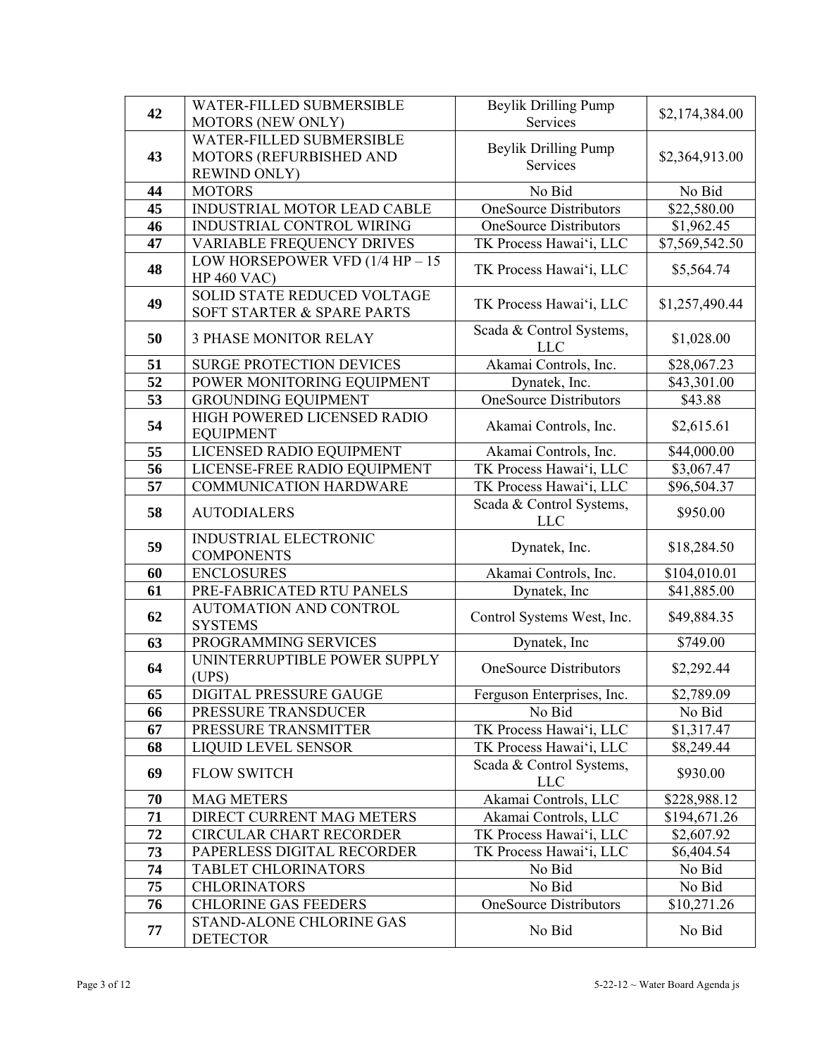| | | | |
|---|---|---|---|
| **42** | WATER-FILLED SUBMERSIBLE MOTORS (NEW ONLY) | Beylik Drilling Pump Services | $2,174,384.00 |
| **43** | WATER-FILLED SUBMERSIBLE MOTORS (REFURBISHED AND REWIND ONLY) | Beylik Drilling Pump Services | $2,364,913.00 |
| **44** | MOTORS | No Bid | No Bid |
| **45** | INDUSTRIAL MOTOR LEAD CABLE | OneSource Distributors | $22,580.00 |
| **46** | INDUSTRIAL CONTROL WIRING | OneSource Distributors | $1,962.45 |
| **47** | VARIABLE FREQUENCY DRIVES | TK Process Hawai'i, LLC | $7,569,542.50 |
| **48** | LOW HORSEPOWER VFD (1/4 HP – 15 HP 460 VAC) | TK Process Hawai'i, LLC | $5,564.74 |
| **49** | SOLID STATE REDUCED VOLTAGE SOFT STARTER & SPARE PARTS | TK Process Hawai'i, LLC | $1,257,490.44 |
| **50** | 3 PHASE MONITOR RELAY | Scada & Control Systems, LLC | $1,028.00 |
| **51** | SURGE PROTECTION DEVICES | Akamai Controls, Inc. | $28,067.23 |
| **52** | POWER MONITORING EQUIPMENT | Dynatek, Inc. | $43,301.00 |
| **53** | GROUNDING EQUIPMENT | OneSource Distributors | $43.88 |
| **54** | HIGH POWERED LICENSED RADIO EQUIPMENT | Akamai Controls, Inc. | $2,615.61 |
| **55** | LICENSED RADIO EQUIPMENT | Akamai Controls, Inc. | $44,000.00 |
| **56** | LICENSE-FREE RADIO EQUIPMENT | TK Process Hawai'i, LLC | $3,067.47 |
| **57** | COMMUNICATION HARDWARE | TK Process Hawai'i, LLC | $96,504.37 |
| **58** | AUTODIALERS | Scada & Control Systems, LLC | $950.00 |
| **59** | INDUSTRIAL ELECTRONIC COMPONENTS | Dynatek, Inc. | $18,284.50 |
| **60** | ENCLOSURES | Akamai Controls, Inc. | $104,010.01 |
| **61** | PRE-FABRICATED RTU PANELS | Dynatek, Inc | $41,885.00 |
| **62** | AUTOMATION AND CONTROL SYSTEMS | Control Systems West, Inc. | $49,884.35 |
| **63** | PROGRAMMING SERVICES | Dynatek, Inc | $749.00 |
| **64** | UNINTERRUPTIBLE POWER SUPPLY (UPS) | OneSource Distributors | $2,292.44 |
| **65** | DIGITAL PRESSURE GAUGE | Ferguson Enterprises, Inc. | $2,789.09 |
| **66** | PRESSURE TRANSDUCER | No Bid | No Bid |
| **67** | PRESSURE TRANSMITTER | TK Process Hawai'i, LLC | $1,317.47 |
| **68** | LIQUID LEVEL SENSOR | TK Process Hawai'i, LLC | $8,249.44 |
| **69** | FLOW SWITCH | Scada & Control Systems, LLC | $930.00 |
| **70** | MAG METERS | Akamai Controls, LLC | $228,988.12 |
| **71** | DIRECT CURRENT MAG METERS | Akamai Controls, LLC | $194,671.26 |
| **72** | CIRCULAR CHART RECORDER | TK Process Hawai'i, LLC | $2,607.92 |
| **73** | PAPERLESS DIGITAL RECORDER | TK Process Hawai'i, LLC | $6,404.54 |
| **74** | TABLET CHLORINATORS | No Bid | No Bid |
| **75** | CHLORINATORS | No Bid | No Bid |
| **76** | CHLORINE GAS FEEDERS | OneSource Distributors | $10,271.26 |
| **77** | STAND-ALONE CHLORINE GAS DETECTOR | No Bid | No Bid |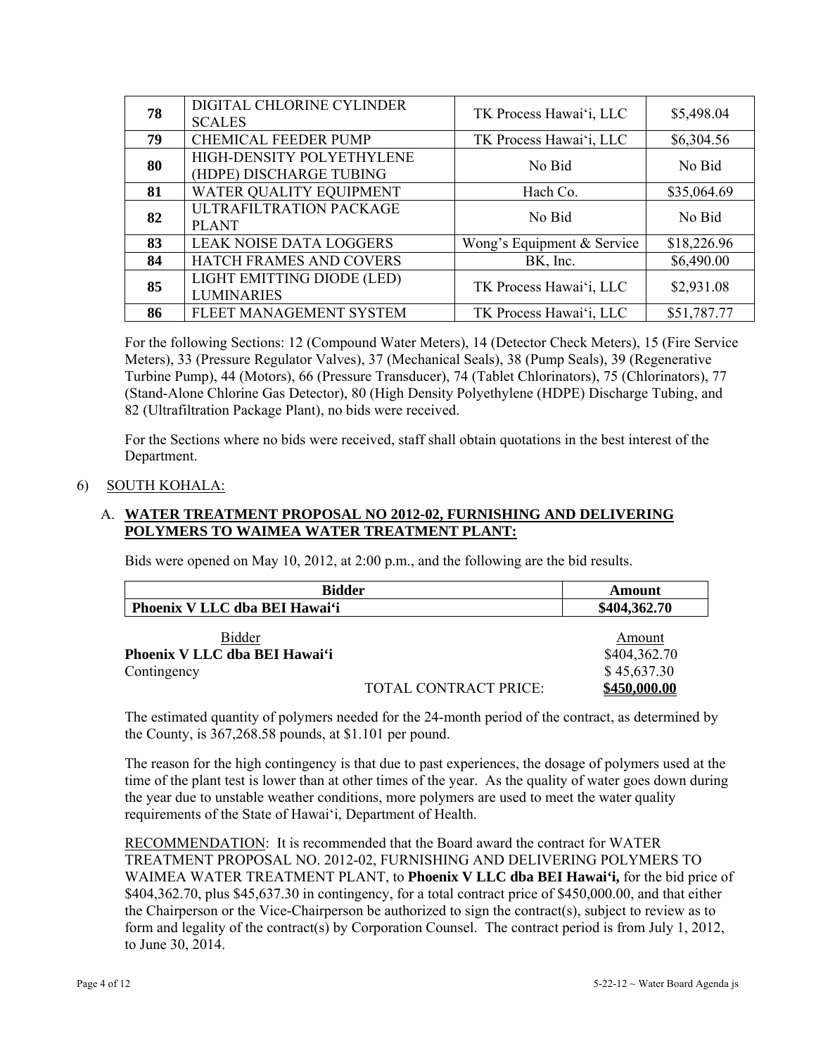| | | | |
|---|---|---|---|
| **78** | DIGITAL CHLORINE CYLINDER SCALES | TK Process Hawai'i, LLC | $5,498.04 |
| **79** | CHEMICAL FEEDER PUMP | TK Process Hawai'i, LLC | $6,304.56 |
| **80** | HIGH-DENSITY POLYETHYLENE (HDPE) DISCHARGE TUBING | No Bid | No Bid |
| **81** | WATER QUALITY EQUIPMENT | Hach Co. | $35,064.69 |
| **82** | ULTRAFILTRATION PACKAGE PLANT | No Bid | No Bid |
| **83** | LEAK NOISE DATA LOGGERS | Wong's Equipment & Service | $18,226.96 |
| **84** | HATCH FRAMES AND COVERS | BK, Inc. | $6,490.00 |
| **85** | LIGHT EMITTING DIODE (LED) LUMINARIES | TK Process Hawai'i, LLC | $2,931.08 |
| **86** | FLEET MANAGEMENT SYSTEM | TK Process Hawai'i, LLC | $51,787.77 |

For the following Sections: 12 (Compound Water Meters), 14 (Detector Check Meters), 15 (Fire Service Meters), 33 (Pressure Regulator Valves), 37 (Mechanical Seals), 38 (Pump Seals), 39 (Regenerative Turbine Pump), 44 (Motors), 66 (Pressure Transducer), 74 (Tablet Chlorinators), 75 (Chlorinators), 77 (Stand-Alone Chlorine Gas Detector), 80 (High Density Polyethylene (HDPE) Discharge Tubing, and 82 (Ultrafiltration Package Plant), no bids were received.

For the Sections where no bids were received, staff shall obtain quotations in the best interest of the Department.

6) SOUTH KOHALA:

A. **WATER TREATMENT PROPOSAL NO 2012-02, FURNISHING AND DELIVERING POLYMERS TO WAIMEA WATER TREATMENT PLANT:**

Bids were opened on May 10, 2012, at 2:00 p.m., and the following are the bid results.

| Bidder | Amount |
|---|---|
| **Phoenix V LLC dba BEI Hawai'i** | **$404,362.70** |

| Bidder | | Amount |
|---|---|---|
| **Phoenix V LLC dba BEI Hawai'i** | | $404,362.70 |
| Contingency | | $ 45,637.30 |
| | TOTAL CONTRACT PRICE: | **$450,000.00** |

The estimated quantity of polymers needed for the 24-month period of the contract, as determined by the County, is 367,268.58 pounds, at $1.101 per pound.

The reason for the high contingency is that due to past experiences, the dosage of polymers used at the time of the plant test is lower than at other times of the year. As the quality of water goes down during the year due to unstable weather conditions, more polymers are used to meet the water quality requirements of the State of Hawai'i, Department of Health.

RECOMMENDATION: It is recommended that the Board award the contract for WATER TREATMENT PROPOSAL NO. 2012-02, FURNISHING AND DELIVERING POLYMERS TO WAIMEA WATER TREATMENT PLANT, to **Phoenix V LLC dba BEI Hawai'i,** for the bid price of $404,362.70, plus $45,637.30 in contingency, for a total contract price of $450,000.00, and that either the Chairperson or the Vice-Chairperson be authorized to sign the contract(s), subject to review as to form and legality of the contract(s) by Corporation Counsel. The contract period is from July 1, 2012, to June 30, 2014.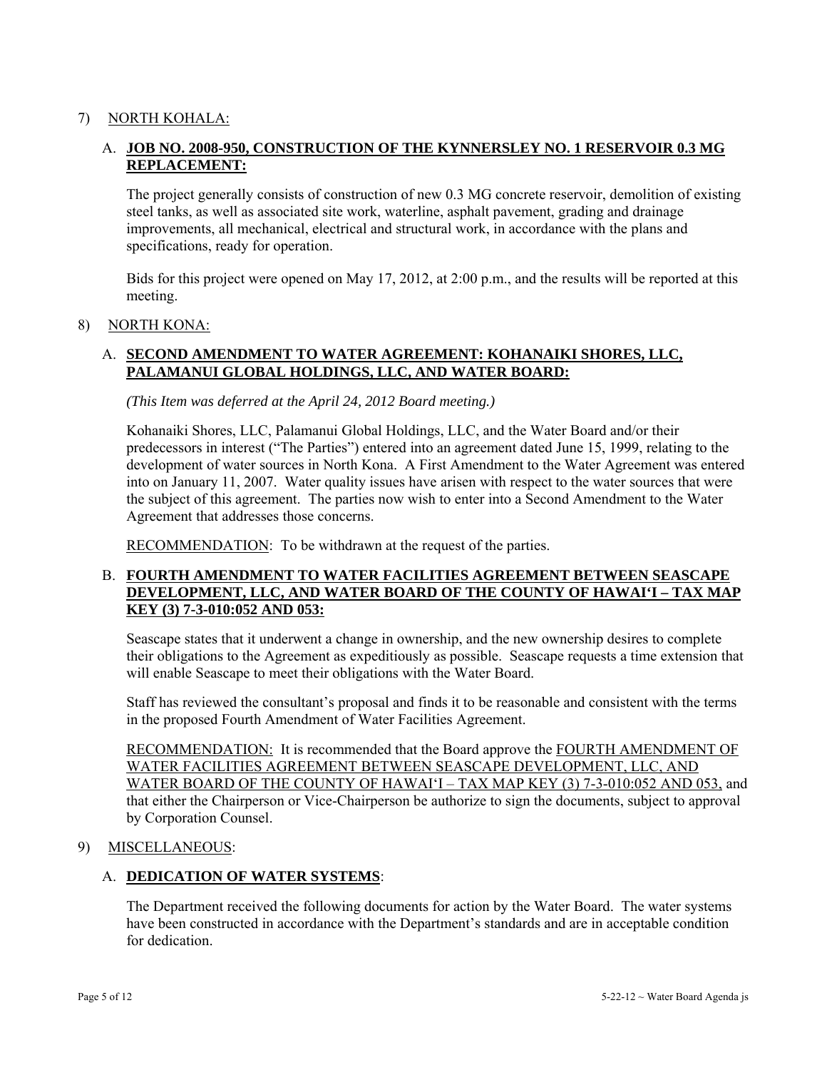7) <u>NORTH KOHALA:</u>

A. **<u>JOB NO. 2008-950, CONSTRUCTION OF THE KYNNERSLEY NO. 1 RESERVOIR 0.3 MG REPLACEMENT:</u>**

The project generally consists of construction of new 0.3 MG concrete reservoir, demolition of existing steel tanks, as well as associated site work, waterline, asphalt pavement, grading and drainage improvements, all mechanical, electrical and structural work, in accordance with the plans and specifications, ready for operation.

Bids for this project were opened on May 17, 2012, at 2:00 p.m., and the results will be reported at this meeting.

8) <u>NORTH KONA:</u>

A. **<u>SECOND AMENDMENT TO WATER AGREEMENT: KOHANAIKI SHORES, LLC, PALAMANUI GLOBAL HOLDINGS, LLC, AND WATER BOARD:</u>**

*(This Item was deferred at the April 24, 2012 Board meeting.)*

Kohanaiki Shores, LLC, Palamanui Global Holdings, LLC, and the Water Board and/or their predecessors in interest ("The Parties") entered into an agreement dated June 15, 1999, relating to the development of water sources in North Kona. A First Amendment to the Water Agreement was entered into on January 11, 2007. Water quality issues have arisen with respect to the water sources that were the subject of this agreement. The parties now wish to enter into a Second Amendment to the Water Agreement that addresses those concerns.

<u>RECOMMENDATION</u>: To be withdrawn at the request of the parties.

B. **<u>FOURTH AMENDMENT TO WATER FACILITIES AGREEMENT BETWEEN SEASCAPE DEVELOPMENT, LLC, AND WATER BOARD OF THE COUNTY OF HAWAI'I – TAX MAP KEY (3) 7-3-010:052 AND 053:</u>**

Seascape states that it underwent a change in ownership, and the new ownership desires to complete their obligations to the Agreement as expeditiously as possible. Seascape requests a time extension that will enable Seascape to meet their obligations with the Water Board.

Staff has reviewed the consultant's proposal and finds it to be reasonable and consistent with the terms in the proposed Fourth Amendment of Water Facilities Agreement.

<u>RECOMMENDATION:</u> It is recommended that the Board approve the <u>FOURTH AMENDMENT OF WATER FACILITIES AGREEMENT BETWEEN SEASCAPE DEVELOPMENT, LLC, AND WATER BOARD OF THE COUNTY OF HAWAI'I – TAX MAP KEY (3) 7-3-010:052 AND 053,</u> and that either the Chairperson or Vice-Chairperson be authorize to sign the documents, subject to approval by Corporation Counsel.

9) <u>MISCELLANEOUS</u>:

A. **<u>DEDICATION OF WATER SYSTEMS</u>**:

The Department received the following documents for action by the Water Board. The water systems have been constructed in accordance with the Department's standards and are in acceptable condition for dedication.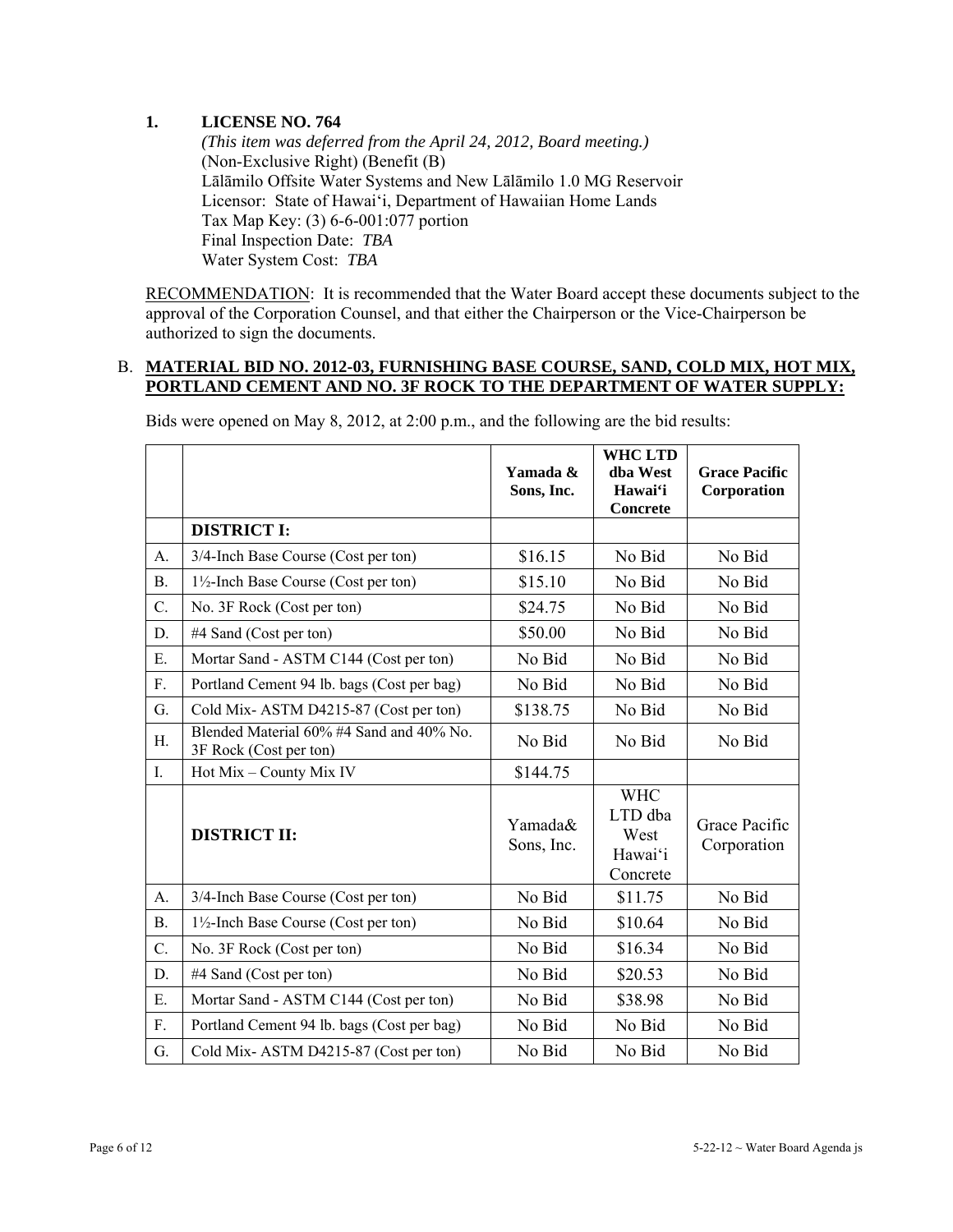**1. LICENSE NO. 764**

*(This item was deferred from the April 24, 2012, Board meeting.)*
(Non-Exclusive Right) (Benefit (B)
Lālāmilo Offsite Water Systems and New Lālāmilo 1.0 MG Reservoir
Licensor: State of Hawai'i, Department of Hawaiian Home Lands
Tax Map Key: (3) 6-6-001:077 portion
Final Inspection Date: *TBA*
Water System Cost: *TBA*

RECOMMENDATION: It is recommended that the Water Board accept these documents subject to the approval of the Corporation Counsel, and that either the Chairperson or the Vice-Chairperson be authorized to sign the documents.

B. **MATERIAL BID NO. 2012-03, FURNISHING BASE COURSE, SAND, COLD MIX, HOT MIX, PORTLAND CEMENT AND NO. 3F ROCK TO THE DEPARTMENT OF WATER SUPPLY:**

Bids were opened on May 8, 2012, at 2:00 p.m., and the following are the bid results:

| | | Yamada & Sons, Inc. | WHC LTD dba West Hawai'i Concrete | Grace Pacific Corporation |
|---|---|---|---|---|
| | **DISTRICT I:** | | | |
| A. | 3/4-Inch Base Course (Cost per ton) | $16.15 | No Bid | No Bid |
| B. | 1½-Inch Base Course (Cost per ton) | $15.10 | No Bid | No Bid |
| C. | No. 3F Rock (Cost per ton) | $24.75 | No Bid | No Bid |
| D. | #4 Sand (Cost per ton) | $50.00 | No Bid | No Bid |
| E. | Mortar Sand - ASTM C144 (Cost per ton) | No Bid | No Bid | No Bid |
| F. | Portland Cement 94 lb. bags (Cost per bag) | No Bid | No Bid | No Bid |
| G. | Cold Mix- ASTM D4215-87 (Cost per ton) | $138.75 | No Bid | No Bid |
| H. | Blended Material 60% #4 Sand and 40% No. 3F Rock (Cost per ton) | No Bid | No Bid | No Bid |
| I. | Hot Mix – County Mix IV | $144.75 | | |
| | **DISTRICT II:** | Yamada& Sons, Inc. | WHC LTD dba West Hawai'i Concrete | Grace Pacific Corporation |
| A. | 3/4-Inch Base Course (Cost per ton) | No Bid | $11.75 | No Bid |
| B. | 1½-Inch Base Course (Cost per ton) | No Bid | $10.64 | No Bid |
| C. | No. 3F Rock (Cost per ton) | No Bid | $16.34 | No Bid |
| D. | #4 Sand (Cost per ton) | No Bid | $20.53 | No Bid |
| E. | Mortar Sand - ASTM C144 (Cost per ton) | No Bid | $38.98 | No Bid |
| F. | Portland Cement 94 lb. bags (Cost per bag) | No Bid | No Bid | No Bid |
| G. | Cold Mix- ASTM D4215-87 (Cost per ton) | No Bid | No Bid | No Bid |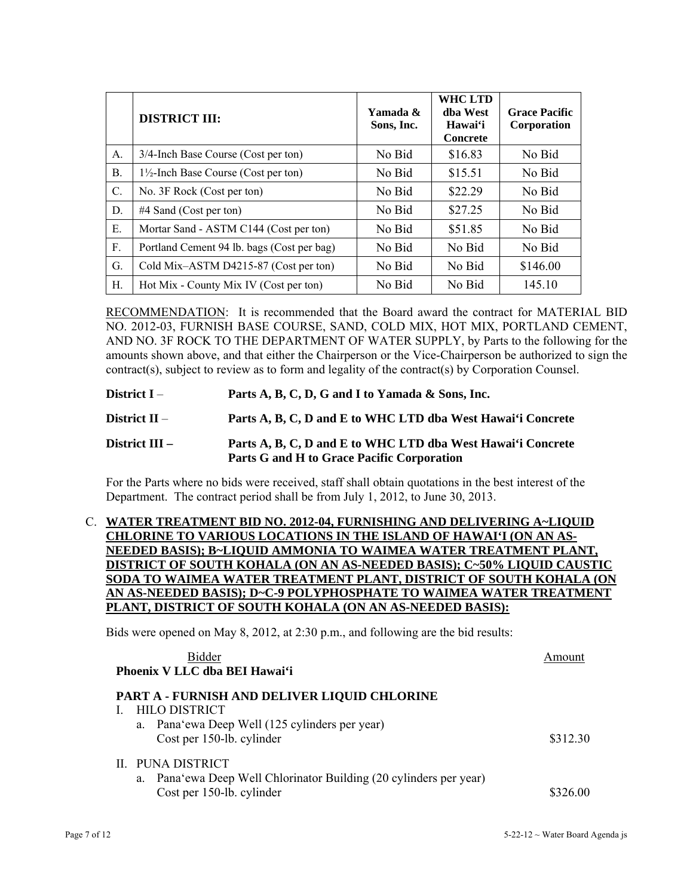| | **DISTRICT III:** | **Yamada & Sons, Inc.** | **WHC LTD dba West Hawai'i Concrete** | **Grace Pacific Corporation** |
|---|---|---|---|---|
| A. | 3/4-Inch Base Course (Cost per ton) | No Bid | \$16.83 | No Bid |
| B. | 1½-Inch Base Course (Cost per ton) | No Bid | \$15.51 | No Bid |
| C. | No. 3F Rock (Cost per ton) | No Bid | \$22.29 | No Bid |
| D. | #4 Sand (Cost per ton) | No Bid | \$27.25 | No Bid |
| E. | Mortar Sand - ASTM C144 (Cost per ton) | No Bid | \$51.85 | No Bid |
| F. | Portland Cement 94 lb. bags (Cost per bag) | No Bid | No Bid | No Bid |
| G. | Cold Mix–ASTM D4215-87 (Cost per ton) | No Bid | No Bid | \$146.00 |
| H. | Hot Mix - County Mix IV (Cost per ton) | No Bid | No Bid | 145.10 |

RECOMMENDATION: It is recommended that the Board award the contract for MATERIAL BID NO. 2012-03, FURNISH BASE COURSE, SAND, COLD MIX, HOT MIX, PORTLAND CEMENT, AND NO. 3F ROCK TO THE DEPARTMENT OF WATER SUPPLY, by Parts to the following for the amounts shown above, and that either the Chairperson or the Vice-Chairperson be authorized to sign the contract(s), subject to review as to form and legality of the contract(s) by Corporation Counsel.

**District I** – **Parts A, B, C, D, G and I to Yamada & Sons, Inc.**

**District II** – **Parts A, B, C, D and E to WHC LTD dba West Hawai'i Concrete**

**District III –** **Parts A, B, C, D and E to WHC LTD dba West Hawai'i Concrete**
**Parts G and H to Grace Pacific Corporation**

For the Parts where no bids were received, staff shall obtain quotations in the best interest of the Department. The contract period shall be from July 1, 2012, to June 30, 2013.

C. **WATER TREATMENT BID NO. 2012-04, FURNISHING AND DELIVERING A~LIQUID CHLORINE TO VARIOUS LOCATIONS IN THE ISLAND OF HAWAI'I (ON AN AS-NEEDED BASIS); B~LIQUID AMMONIA TO WAIMEA WATER TREATMENT PLANT, DISTRICT OF SOUTH KOHALA (ON AN AS-NEEDED BASIS); C~50% LIQUID CAUSTIC SODA TO WAIMEA WATER TREATMENT PLANT, DISTRICT OF SOUTH KOHALA (ON AN AS-NEEDED BASIS); D~C-9 POLYPHOSPHATE TO WAIMEA WATER TREATMENT PLANT, DISTRICT OF SOUTH KOHALA (ON AN AS-NEEDED BASIS):**

Bids were opened on May 8, 2012, at 2:30 p.m., and following are the bid results:

| Bidder | Amount |
|---|---|
| **Phoenix V LLC dba BEI Hawai'i** | |
| **PART A - FURNISH AND DELIVER LIQUID CHLORINE** | |
| I. HILO DISTRICT | |
| a. Pana'ewa Deep Well (125 cylinders per year) Cost per 150-lb. cylinder | \$312.30 |
| II. PUNA DISTRICT | |
| a. Pana'ewa Deep Well Chlorinator Building (20 cylinders per year) Cost per 150-lb. cylinder | \$326.00 |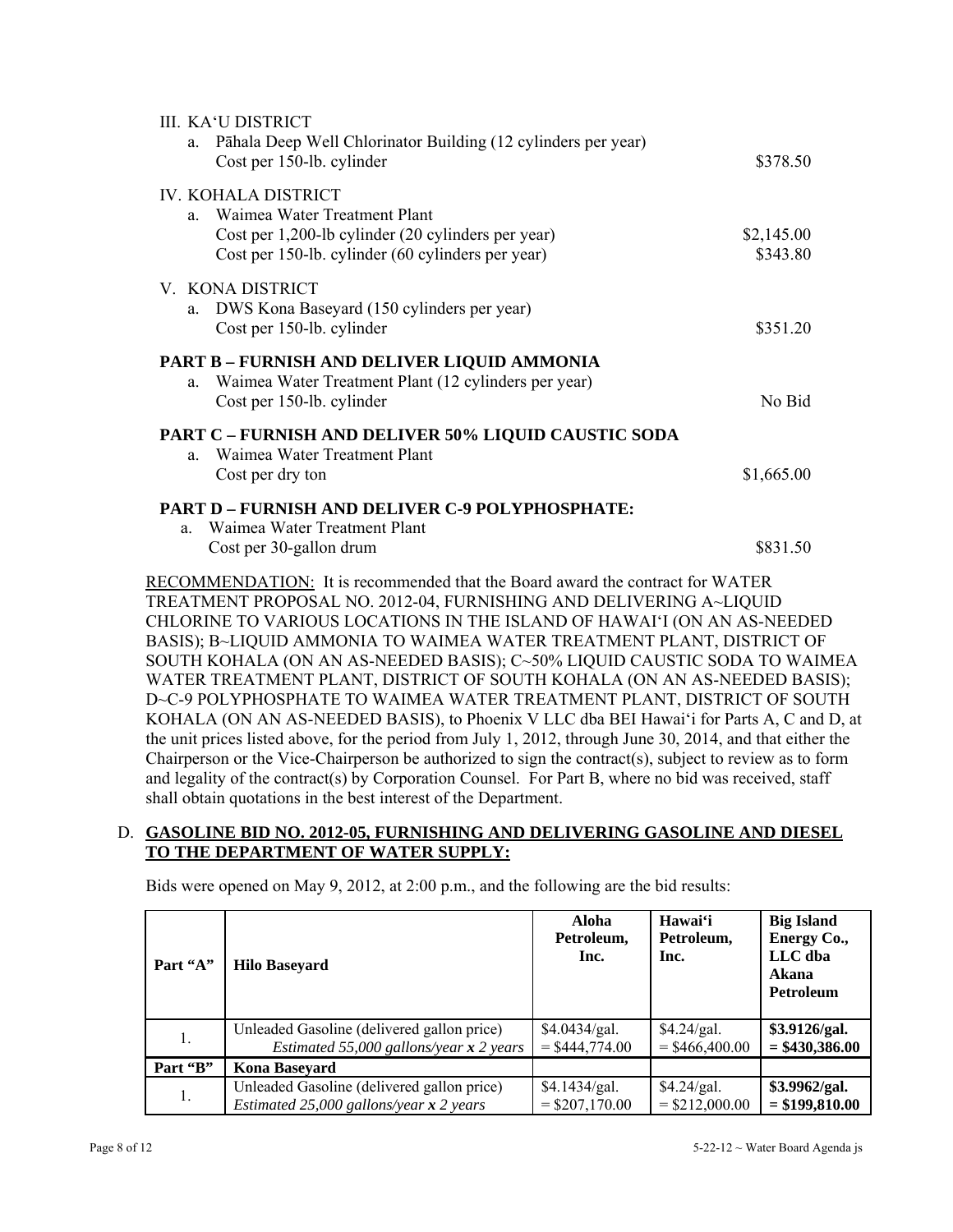III. KA'U DISTRICT

a. Pāhala Deep Well Chlorinator Building (12 cylinders per year)
Cost per 150-lb. cylinder — $378.50

IV. KOHALA DISTRICT

a. Waimea Water Treatment Plant
Cost per 1,200-lb cylinder (20 cylinders per year) — $2,145.00
Cost per 150-lb. cylinder (60 cylinders per year) — $343.80

V. KONA DISTRICT

a. DWS Kona Baseyard (150 cylinders per year)
Cost per 150-lb. cylinder — $351.20

**PART B – FURNISH AND DELIVER LIQUID AMMONIA**

a. Waimea Water Treatment Plant (12 cylinders per year)
Cost per 150-lb. cylinder — No Bid

**PART C – FURNISH AND DELIVER 50% LIQUID CAUSTIC SODA**

a. Waimea Water Treatment Plant
Cost per dry ton — $1,665.00

**PART D – FURNISH AND DELIVER C-9 POLYPHOSPHATE:**

a. Waimea Water Treatment Plant
Cost per 30-gallon drum — $831.50

RECOMMENDATION: It is recommended that the Board award the contract for WATER TREATMENT PROPOSAL NO. 2012-04, FURNISHING AND DELIVERING A~LIQUID CHLORINE TO VARIOUS LOCATIONS IN THE ISLAND OF HAWAI'I (ON AN AS-NEEDED BASIS); B~LIQUID AMMONIA TO WAIMEA WATER TREATMENT PLANT, DISTRICT OF SOUTH KOHALA (ON AN AS-NEEDED BASIS); C~50% LIQUID CAUSTIC SODA TO WAIMEA WATER TREATMENT PLANT, DISTRICT OF SOUTH KOHALA (ON AN AS-NEEDED BASIS); D~C-9 POLYPHOSPHATE TO WAIMEA WATER TREATMENT PLANT, DISTRICT OF SOUTH KOHALA (ON AN AS-NEEDED BASIS), to Phoenix V LLC dba BEI Hawai'i for Parts A, C and D, at the unit prices listed above, for the period from July 1, 2012, through June 30, 2014, and that either the Chairperson or the Vice-Chairperson be authorized to sign the contract(s), subject to review as to form and legality of the contract(s) by Corporation Counsel. For Part B, where no bid was received, staff shall obtain quotations in the best interest of the Department.

D. **GASOLINE BID NO. 2012-05, FURNISHING AND DELIVERING GASOLINE AND DIESEL TO THE DEPARTMENT OF WATER SUPPLY:**

Bids were opened on May 9, 2012, at 2:00 p.m., and the following are the bid results:

| Part "A" | Hilo Baseyard | Aloha Petroleum, Inc. | Hawai'i Petroleum, Inc. | Big Island Energy Co., LLC dba Akana Petroleum |
|---|---|---|---|---|
| 1. | Unleaded Gasoline (delivered gallon price) *Estimated 55,000 gallons/year x 2 years* | $4.0434/gal. = $444,774.00 | $4.24/gal. = $466,400.00 | **$3.9126/gal. = $430,386.00** |
| **Part "B"** | **Kona Baseyard** | | | |
| 1. | Unleaded Gasoline (delivered gallon price) *Estimated 25,000 gallons/year x 2 years* | $4.1434/gal. = $207,170.00 | $4.24/gal. = $212,000.00 | **$3.9962/gal. = $199,810.00** |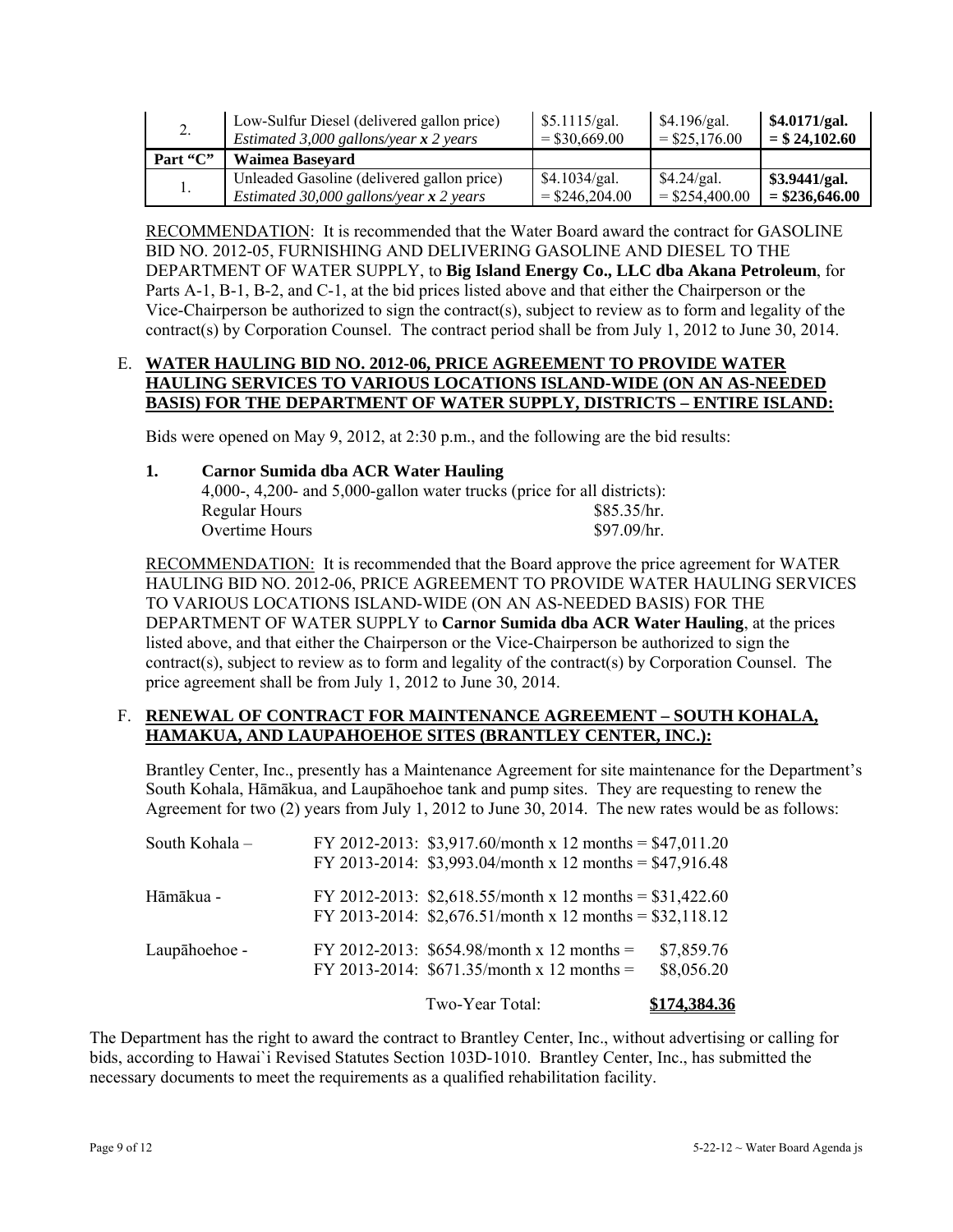| 2. | Low-Sulfur Diesel (delivered gallon price) *Estimated 3,000 gallons/year x 2 years* | \$5.1115/gal. = \$30,669.00 | \$4.196/gal. = \$25,176.00 | **\$4.0171/gal. = \$ 24,102.60** |
|---|---|---|---|---|
| **Part "C"** | **Waimea Baseyard** | | | |
| 1. | Unleaded Gasoline (delivered gallon price) *Estimated 30,000 gallons/year x 2 years* | \$4.1034/gal. = \$246,204.00 | \$4.24/gal. = \$254,400.00 | **\$3.9441/gal. = \$236,646.00** |

RECOMMENDATION: It is recommended that the Water Board award the contract for GASOLINE BID NO. 2012-05, FURNISHING AND DELIVERING GASOLINE AND DIESEL TO THE DEPARTMENT OF WATER SUPPLY, to **Big Island Energy Co., LLC dba Akana Petroleum**, for Parts A-1, B-1, B-2, and C-1, at the bid prices listed above and that either the Chairperson or the Vice-Chairperson be authorized to sign the contract(s), subject to review as to form and legality of the contract(s) by Corporation Counsel. The contract period shall be from July 1, 2012 to June 30, 2014.

E. **WATER HAULING BID NO. 2012-06, PRICE AGREEMENT TO PROVIDE WATER HAULING SERVICES TO VARIOUS LOCATIONS ISLAND-WIDE (ON AN AS-NEEDED BASIS) FOR THE DEPARTMENT OF WATER SUPPLY, DISTRICTS – ENTIRE ISLAND:**

Bids were opened on May 9, 2012, at 2:30 p.m., and the following are the bid results:

**1. Carnor Sumida dba ACR Water Hauling**

4,000-, 4,200- and 5,000-gallon water trucks (price for all districts):

| | |
|---|---|
| Regular Hours | \$85.35/hr. |
| Overtime Hours | \$97.09/hr. |

RECOMMENDATION: It is recommended that the Board approve the price agreement for WATER HAULING BID NO. 2012-06, PRICE AGREEMENT TO PROVIDE WATER HAULING SERVICES TO VARIOUS LOCATIONS ISLAND-WIDE (ON AN AS-NEEDED BASIS) FOR THE DEPARTMENT OF WATER SUPPLY to **Carnor Sumida dba ACR Water Hauling**, at the prices listed above, and that either the Chairperson or the Vice-Chairperson be authorized to sign the contract(s), subject to review as to form and legality of the contract(s) by Corporation Counsel. The price agreement shall be from July 1, 2012 to June 30, 2014.

F. **RENEWAL OF CONTRACT FOR MAINTENANCE AGREEMENT – SOUTH KOHALA, HAMAKUA, AND LAUPAHOEHOE SITES (BRANTLEY CENTER, INC.):**

Brantley Center, Inc., presently has a Maintenance Agreement for site maintenance for the Department's South Kohala, Hāmākua, and Laupāhoehoe tank and pump sites. They are requesting to renew the Agreement for two (2) years from July 1, 2012 to June 30, 2014. The new rates would be as follows:

| | | |
|---|---|---|
| South Kohala – | FY 2012-2013: \$3,917.60/month x 12 months = | \$47,011.20 |
| | FY 2013-2014: \$3,993.04/month x 12 months = | \$47,916.48 |
| Hāmākua - | FY 2012-2013: \$2,618.55/month x 12 months = | \$31,422.60 |
| | FY 2013-2014: \$2,676.51/month x 12 months = | \$32,118.12 |
| Laupāhoehoe - | FY 2012-2013: \$654.98/month x 12 months = | \$7,859.76 |
| | FY 2013-2014: \$671.35/month x 12 months = | \$8,056.20 |
| | Two-Year Total: | **\$174,384.36** |

The Department has the right to award the contract to Brantley Center, Inc., without advertising or calling for bids, according to Hawai`i Revised Statutes Section 103D-1010. Brantley Center, Inc., has submitted the necessary documents to meet the requirements as a qualified rehabilitation facility.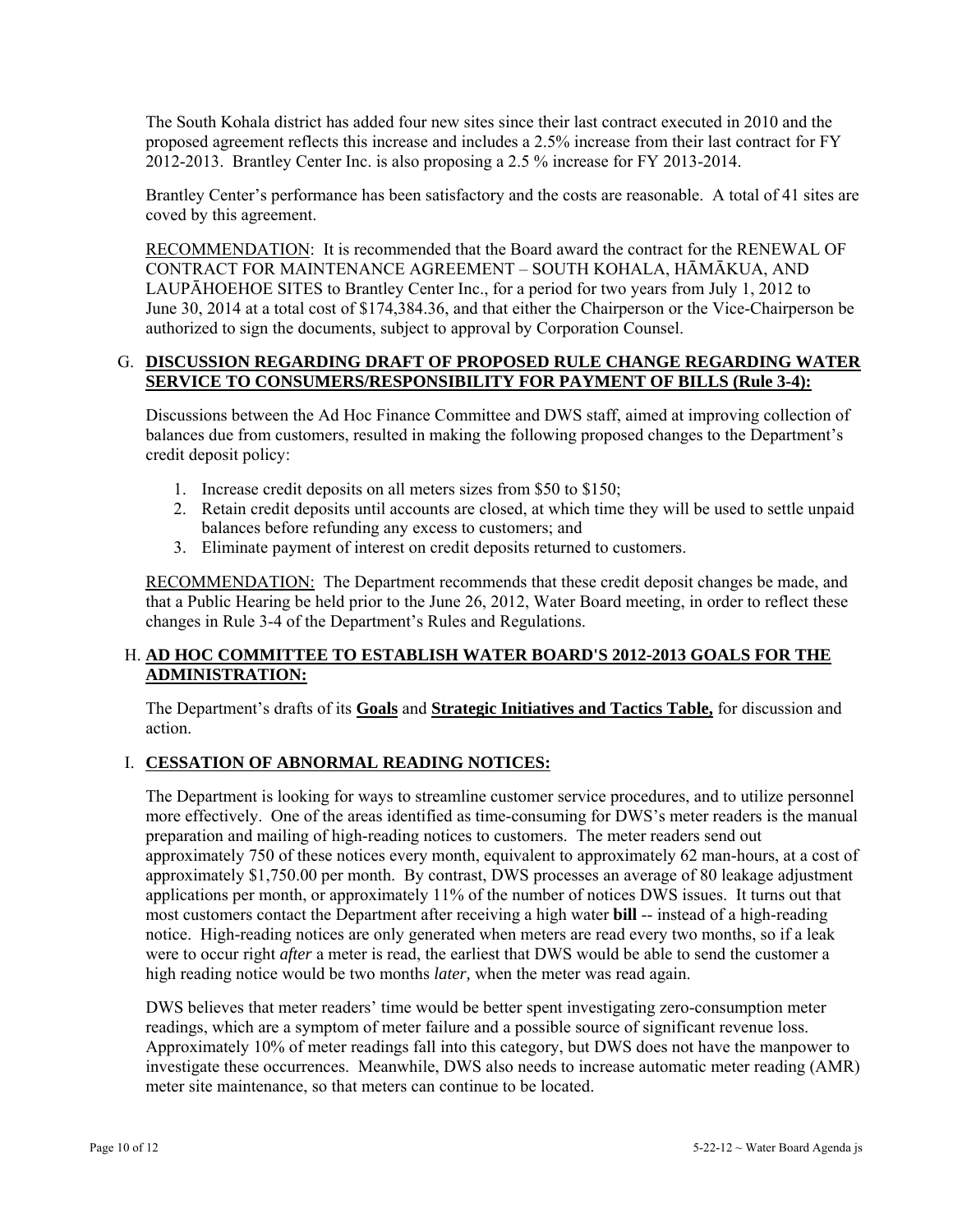The South Kohala district has added four new sites since their last contract executed in 2010 and the proposed agreement reflects this increase and includes a 2.5% increase from their last contract for FY 2012-2013. Brantley Center Inc. is also proposing a 2.5 % increase for FY 2013-2014.

Brantley Center's performance has been satisfactory and the costs are reasonable. A total of 41 sites are coved by this agreement.

RECOMMENDATION: It is recommended that the Board award the contract for the RENEWAL OF CONTRACT FOR MAINTENANCE AGREEMENT – SOUTH KOHALA, HĀMĀKUA, AND LAUPĀHOEHOE SITES to Brantley Center Inc., for a period for two years from July 1, 2012 to June 30, 2014 at a total cost of $174,384.36, and that either the Chairperson or the Vice-Chairperson be authorized to sign the documents, subject to approval by Corporation Counsel.

## G. **DISCUSSION REGARDING DRAFT OF PROPOSED RULE CHANGE REGARDING WATER SERVICE TO CONSUMERS/RESPONSIBILITY FOR PAYMENT OF BILLS (Rule 3-4):**

Discussions between the Ad Hoc Finance Committee and DWS staff, aimed at improving collection of balances due from customers, resulted in making the following proposed changes to the Department's credit deposit policy:

1. Increase credit deposits on all meters sizes from $50 to $150;
2. Retain credit deposits until accounts are closed, at which time they will be used to settle unpaid balances before refunding any excess to customers; and
3. Eliminate payment of interest on credit deposits returned to customers.

RECOMMENDATION: The Department recommends that these credit deposit changes be made, and that a Public Hearing be held prior to the June 26, 2012, Water Board meeting, in order to reflect these changes in Rule 3-4 of the Department's Rules and Regulations.

## H. **AD HOC COMMITTEE TO ESTABLISH WATER BOARD'S 2012-2013 GOALS FOR THE ADMINISTRATION:**

The Department's drafts of its **Goals** and **Strategic Initiatives and Tactics Table,** for discussion and action.

## I. **CESSATION OF ABNORMAL READING NOTICES:**

The Department is looking for ways to streamline customer service procedures, and to utilize personnel more effectively. One of the areas identified as time-consuming for DWS's meter readers is the manual preparation and mailing of high-reading notices to customers. The meter readers send out approximately 750 of these notices every month, equivalent to approximately 62 man-hours, at a cost of approximately $1,750.00 per month. By contrast, DWS processes an average of 80 leakage adjustment applications per month, or approximately 11% of the number of notices DWS issues. It turns out that most customers contact the Department after receiving a high water **bill** -- instead of a high-reading notice. High-reading notices are only generated when meters are read every two months, so if a leak were to occur right *after* a meter is read, the earliest that DWS would be able to send the customer a high reading notice would be two months *later,* when the meter was read again.

DWS believes that meter readers' time would be better spent investigating zero-consumption meter readings, which are a symptom of meter failure and a possible source of significant revenue loss. Approximately 10% of meter readings fall into this category, but DWS does not have the manpower to investigate these occurrences. Meanwhile, DWS also needs to increase automatic meter reading (AMR) meter site maintenance, so that meters can continue to be located.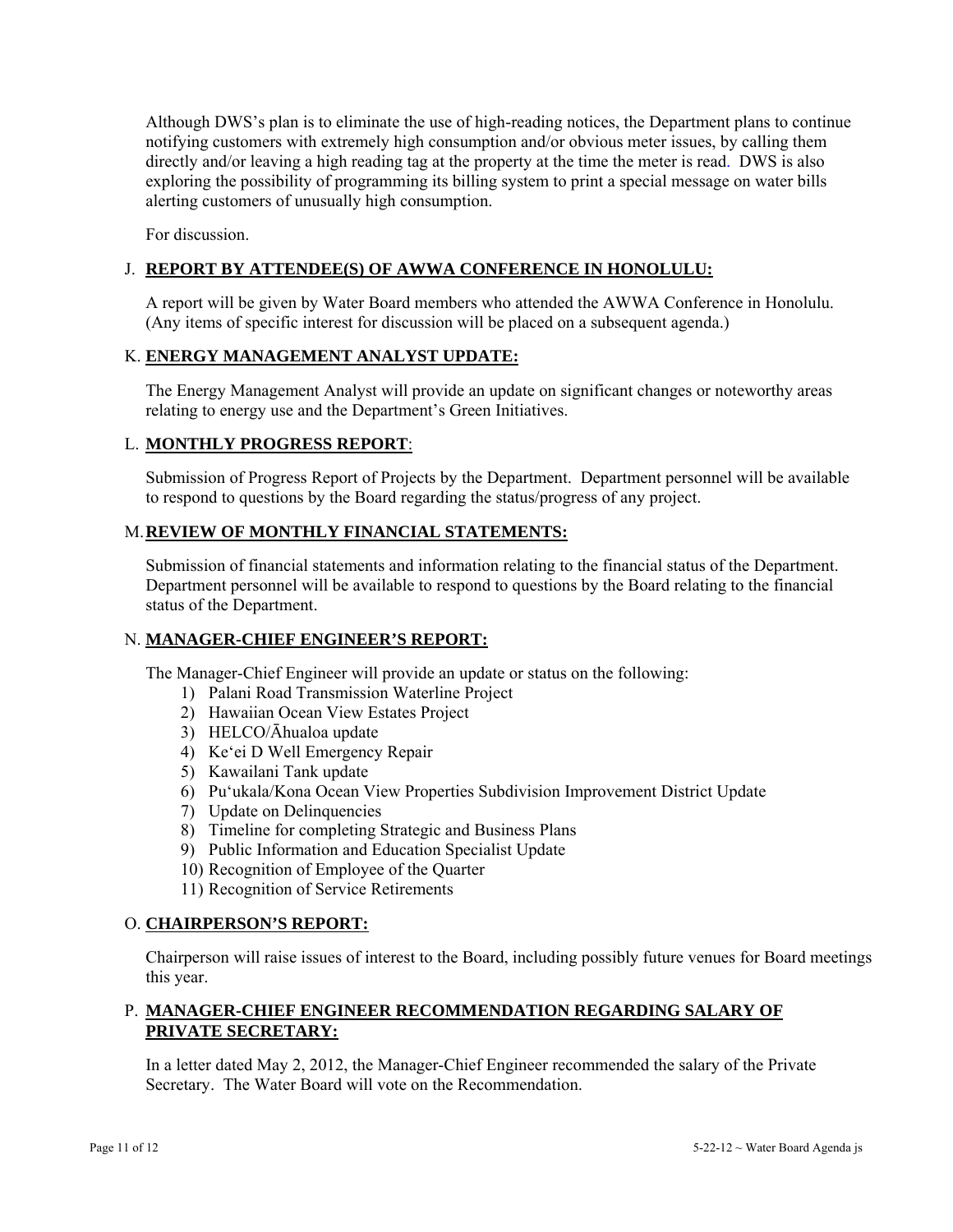Although DWS's plan is to eliminate the use of high-reading notices, the Department plans to continue notifying customers with extremely high consumption and/or obvious meter issues, by calling them directly and/or leaving a high reading tag at the property at the time the meter is read. DWS is also exploring the possibility of programming its billing system to print a special message on water bills alerting customers of unusually high consumption.

For discussion.

## J. REPORT BY ATTENDEE(S) OF AWWA CONFERENCE IN HONOLULU:

A report will be given by Water Board members who attended the AWWA Conference in Honolulu. (Any items of specific interest for discussion will be placed on a subsequent agenda.)

## K. ENERGY MANAGEMENT ANALYST UPDATE:

The Energy Management Analyst will provide an update on significant changes or noteworthy areas relating to energy use and the Department's Green Initiatives.

## L. MONTHLY PROGRESS REPORT:

Submission of Progress Report of Projects by the Department. Department personnel will be available to respond to questions by the Board regarding the status/progress of any project.

## M. REVIEW OF MONTHLY FINANCIAL STATEMENTS:

Submission of financial statements and information relating to the financial status of the Department. Department personnel will be available to respond to questions by the Board relating to the financial status of the Department.

## N. MANAGER-CHIEF ENGINEER'S REPORT:

The Manager-Chief Engineer will provide an update or status on the following:

1) Palani Road Transmission Waterline Project
2) Hawaiian Ocean View Estates Project
3) HELCO/Āhualoa update
4) Ke'ei D Well Emergency Repair
5) Kawailani Tank update
6) Pu'ukala/Kona Ocean View Properties Subdivision Improvement District Update
7) Update on Delinquencies
8) Timeline for completing Strategic and Business Plans
9) Public Information and Education Specialist Update
10) Recognition of Employee of the Quarter
11) Recognition of Service Retirements

## O. CHAIRPERSON'S REPORT:

Chairperson will raise issues of interest to the Board, including possibly future venues for Board meetings this year.

## P. MANAGER-CHIEF ENGINEER RECOMMENDATION REGARDING SALARY OF PRIVATE SECRETARY:

In a letter dated May 2, 2012, the Manager-Chief Engineer recommended the salary of the Private Secretary. The Water Board will vote on the Recommendation.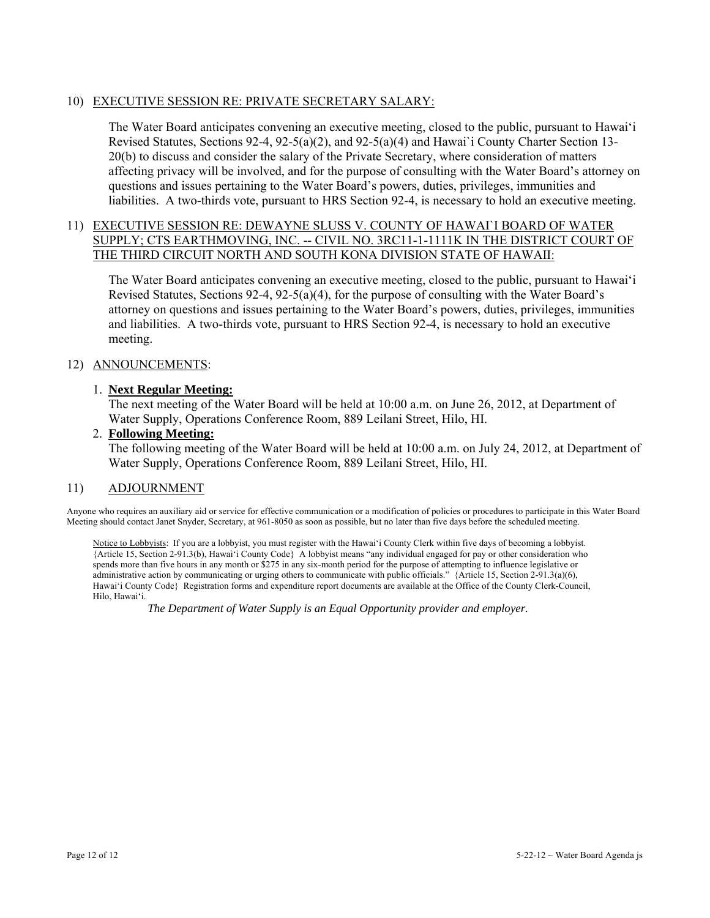10) <u>EXECUTIVE SESSION RE: PRIVATE SECRETARY SALARY:</u>

The Water Board anticipates convening an executive meeting, closed to the public, pursuant to Hawai'i Revised Statutes, Sections 92-4, 92-5(a)(2), and 92-5(a)(4) and Hawai`i County Charter Section 13-20(b) to discuss and consider the salary of the Private Secretary, where consideration of matters affecting privacy will be involved, and for the purpose of consulting with the Water Board's attorney on questions and issues pertaining to the Water Board's powers, duties, privileges, immunities and liabilities. A two-thirds vote, pursuant to HRS Section 92-4, is necessary to hold an executive meeting.

11) <u>EXECUTIVE SESSION RE: DEWAYNE SLUSS V. COUNTY OF HAWAI`I BOARD OF WATER SUPPLY; CTS EARTHMOVING, INC. -- CIVIL NO. 3RC11-1-1111K IN THE DISTRICT COURT OF THE THIRD CIRCUIT NORTH AND SOUTH KONA DIVISION STATE OF HAWAII:</u>

The Water Board anticipates convening an executive meeting, closed to the public, pursuant to Hawai'i Revised Statutes, Sections 92-4, 92-5(a)(4), for the purpose of consulting with the Water Board's attorney on questions and issues pertaining to the Water Board's powers, duties, privileges, immunities and liabilities. A two-thirds vote, pursuant to HRS Section 92-4, is necessary to hold an executive meeting.

12) <u>ANNOUNCEMENTS</u>:

1. **<u>Next Regular Meeting:</u>**
   The next meeting of the Water Board will be held at 10:00 a.m. on June 26, 2012, at Department of Water Supply, Operations Conference Room, 889 Leilani Street, Hilo, HI.
2. **<u>Following Meeting:</u>**
   The following meeting of the Water Board will be held at 10:00 a.m. on July 24, 2012, at Department of Water Supply, Operations Conference Room, 889 Leilani Street, Hilo, HI.

11) <u>ADJOURNMENT</u>

Anyone who requires an auxiliary aid or service for effective communication or a modification of policies or procedures to participate in this Water Board Meeting should contact Janet Snyder, Secretary, at 961-8050 as soon as possible, but no later than five days before the scheduled meeting.

<u>Notice to Lobbyists</u>: If you are a lobbyist, you must register with the Hawai'i County Clerk within five days of becoming a lobbyist. {Article 15, Section 2-91.3(b), Hawai'i County Code} A lobbyist means "any individual engaged for pay or other consideration who spends more than five hours in any month or $275 in any six-month period for the purpose of attempting to influence legislative or administrative action by communicating or urging others to communicate with public officials." {Article 15, Section 2-91.3(a)(6), Hawai'i County Code} Registration forms and expenditure report documents are available at the Office of the County Clerk-Council, Hilo, Hawai'i.

*The Department of Water Supply is an Equal Opportunity provider and employer.*